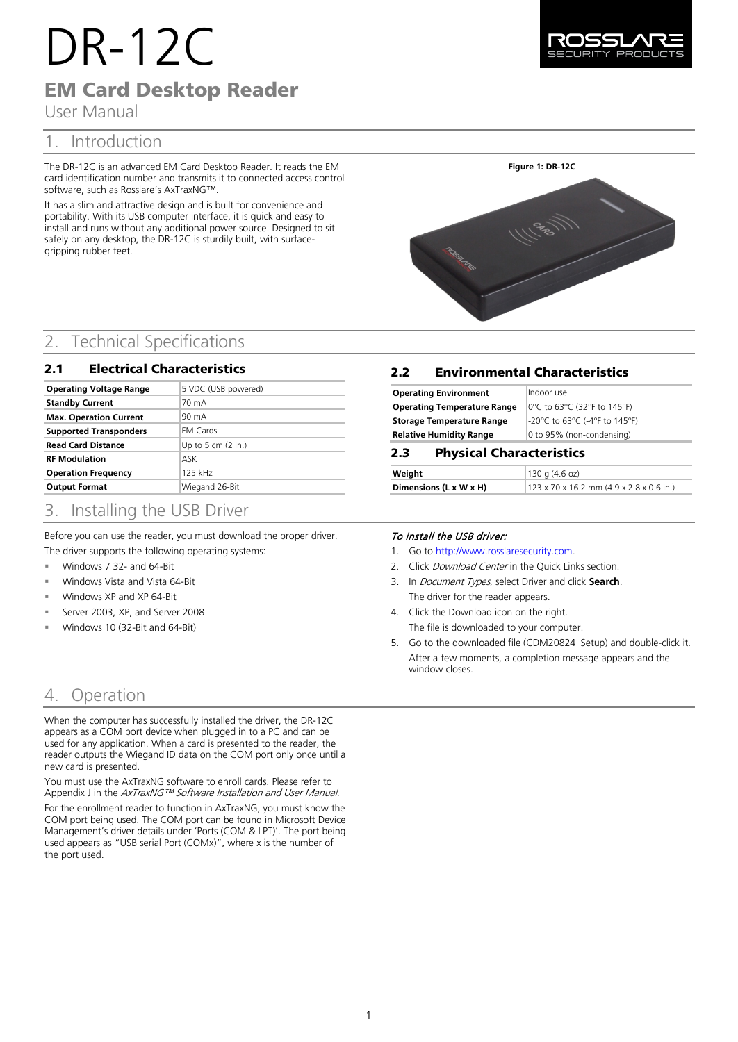# DR-12C

## EM Card Desktop Reader

User Manual

## 1. Introduction

The DR-12C is an advanced EM Card Desktop Reader. It reads the EM card identification number and transmits it to connected access control software, such as Rosslare's AxTraxNG™.

It has a slim and attractive design and is built for convenience and portability. With its USB computer interface, it is quick and easy to install and runs without any additional power source. Designed to sit safely on any desktop, the DR-12C is sturdily built, with surface-gripping rubber feet.

**Figure 1: DR-12C**

## 2. Technical Specifications

### 2.1 Electrical Characteristics

| | |
|---|---|
| **Operating Voltage Range** | 5 VDC (USB powered) |
| **Standby Current** | 70 mA |
| **Max. Operation Current** | 90 mA |
| **Supported Transponders** | EM Cards |
| **Read Card Distance** | Up to 5 cm (2 in.) |
| **RF Modulation** | ASK |
| **Operation Frequency** | 125 kHz |
| **Output Format** | Wiegand 26-Bit |

### 2.2 Environmental Characteristics

| | |
|---|---|
| **Operating Environment** | Indoor use |
| **Operating Temperature Range** | 0°C to 63°C (32°F to 145°F) |
| **Storage Temperature Range** | -20°C to 63°C (-4°F to 145°F) |
| **Relative Humidity Range** | 0 to 95% (non-condensing) |

### 2.3 Physical Characteristics

| | |
|---|---|
| **Weight** | 130 g (4.6 oz) |
| **Dimensions (L x W x H)** | 123 x 70 x 16.2 mm (4.9 x 2.8 x 0.6 in.) |

## 3. Installing the USB Driver

Before you can use the reader, you must download the proper driver.

The driver supports the following operating systems:

- Windows 7 32- and 64-Bit
- Windows Vista and Vista 64-Bit
- Windows XP and XP 64-Bit
- Server 2003, XP, and Server 2008
- Windows 10 (32-Bit and 64-Bit)

***To install the USB driver:***

1. Go to http://www.rosslaresecurity.com.
2. Click *Download Center* in the Quick Links section.
3. In *Document Types*, select Driver and click **Search**.
   The driver for the reader appears.
4. Click the Download icon on the right.
   The file is downloaded to your computer.
5. Go to the downloaded file (CDM20824_Setup) and double-click it.
   After a few moments, a completion message appears and the window closes.

## 4. Operation

When the computer has successfully installed the driver, the DR-12C appears as a COM port device when plugged in to a PC and can be used for any application. When a card is presented to the reader, the reader outputs the Wiegand ID data on the COM port only once until a new card is presented.

You must use the AxTraxNG software to enroll cards. Please refer to Appendix J in the *AxTraxNG™ Software Installation and User Manual*.

For the enrollment reader to function in AxTraxNG, you must know the COM port being used. The COM port can be found in Microsoft Device Management's driver details under 'Ports (COM & LPT)'. The port being used appears as "USB serial Port (COMx)", where x is the number of the port used.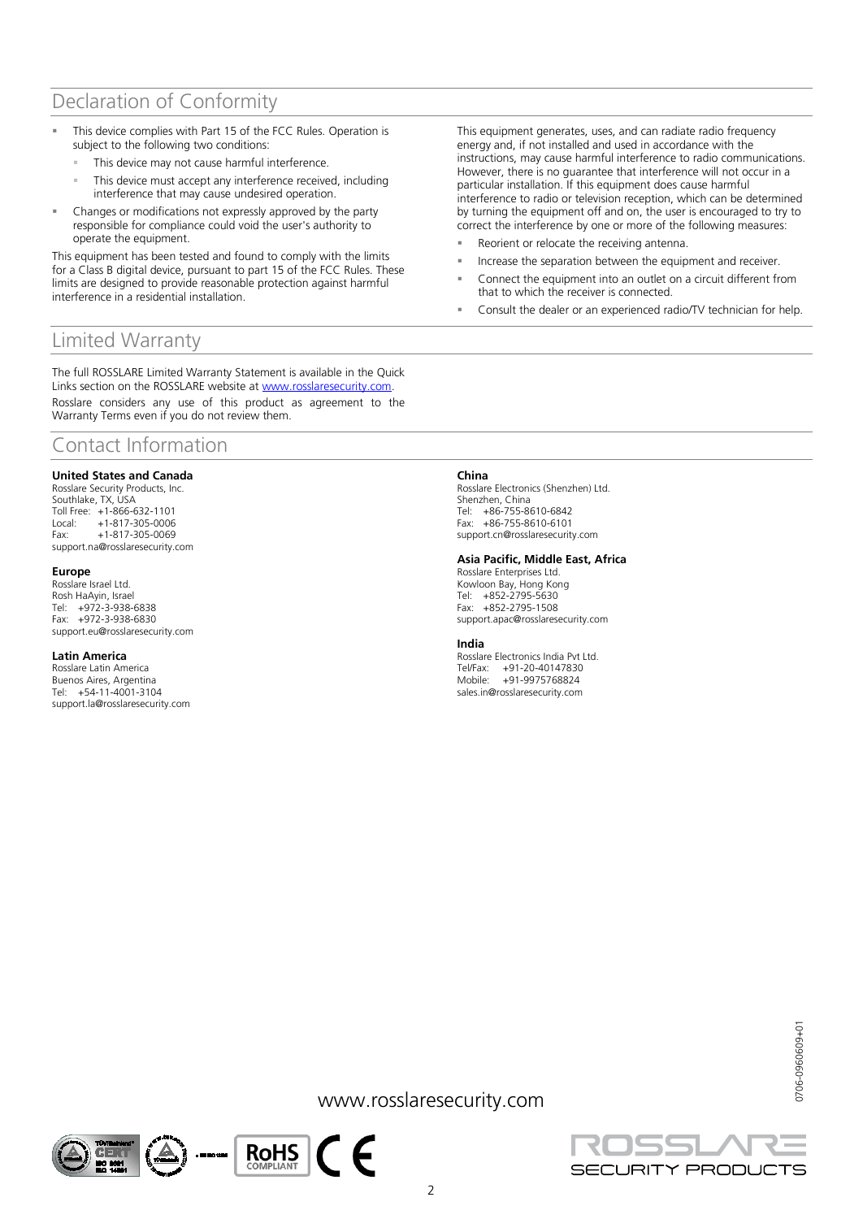## Declaration of Conformity

- This device complies with Part 15 of the FCC Rules. Operation is subject to the following two conditions:
  - This device may not cause harmful interference.
  - This device must accept any interference received, including interference that may cause undesired operation.
- Changes or modifications not expressly approved by the party responsible for compliance could void the user's authority to operate the equipment.

This equipment has been tested and found to comply with the limits for a Class B digital device, pursuant to part 15 of the FCC Rules. These limits are designed to provide reasonable protection against harmful interference in a residential installation.

This equipment generates, uses, and can radiate radio frequency energy and, if not installed and used in accordance with the instructions, may cause harmful interference to radio communications. However, there is no guarantee that interference will not occur in a particular installation. If this equipment does cause harmful interference to radio or television reception, which can be determined by turning the equipment off and on, the user is encouraged to try to correct the interference by one or more of the following measures:

- Reorient or relocate the receiving antenna.
- Increase the separation between the equipment and receiver.
- Connect the equipment into an outlet on a circuit different from that to which the receiver is connected.
- Consult the dealer or an experienced radio/TV technician for help.

## Limited Warranty

The full ROSSLARE Limited Warranty Statement is available in the Quick Links section on the ROSSLARE website at www.rosslaresecurity.com.

Rosslare considers any use of this product as agreement to the Warranty Terms even if you do not review them.

## Contact Information

**United States and Canada**
Rosslare Security Products, Inc.
Southlake, TX, USA
Toll Free: +1-866-632-1101
Local: +1-817-305-0006
Fax: +1-817-305-0069
support.na@rosslaresecurity.com

**Europe**
Rosslare Israel Ltd.
Rosh HaAyin, Israel
Tel: +972-3-938-6838
Fax: +972-3-938-6830
support.eu@rosslaresecurity.com

**Latin America**
Rosslare Latin America
Buenos Aires, Argentina
Tel: +54-11-4001-3104
support.la@rosslaresecurity.com

**China**
Rosslare Electronics (Shenzhen) Ltd.
Shenzhen, China
Tel: +86-755-8610-6842
Fax: +86-755-8610-6101
support.cn@rosslaresecurity.com

**Asia Pacific, Middle East, Africa**
Rosslare Enterprises Ltd.
Kowloon Bay, Hong Kong
Tel: +852-2795-5630
Fax: +852-2795-1508
support.apac@rosslaresecurity.com

**India**
Rosslare Electronics India Pvt Ltd.
Tel/Fax: +91-20-40147830
Mobile: +91-9975768824
sales.in@rosslaresecurity.com

0706-0960609+01

www.rosslaresecurity.com